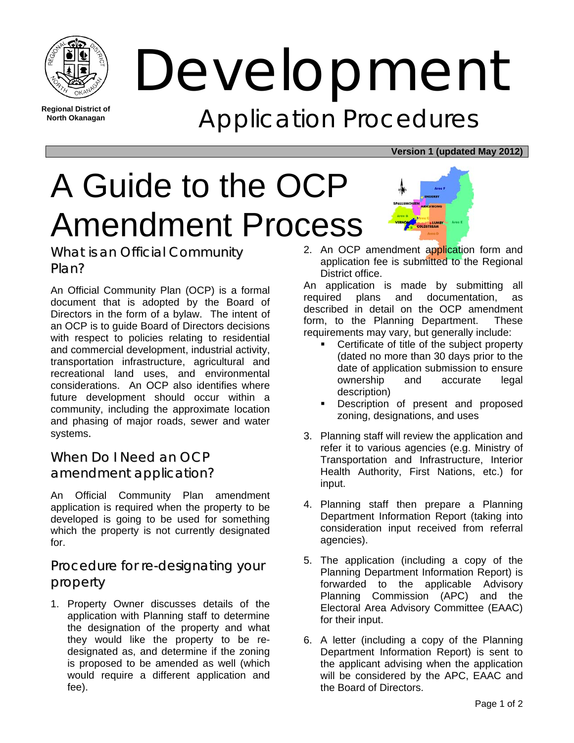Regional District of North Okanagan

# Development

## Application Procedures

**Version 1 (updated May 2012)**

# A Guide to the OCP Amendment Process

## What is an Official Community Plan?

An Official Community Plan (OCP) is a formal document that is adopted by the Board of Directors in the form of a bylaw. The intent of an OCP is to guide Board of Directors decisions with respect to policies relating to residential and commercial development, industrial activity, transportation infrastructure, agricultural and recreational land uses, and environmental considerations. An OCP also identifies where future development should occur within a community, including the approximate location and phasing of major roads, sewer and water systems.

## When Do I Need an OCP amendment application?

An Official Community Plan amendment application is required when the property to be developed is going to be used for something which the property is not currently designated for.

## Procedure for re-designating your property

1. Property Owner discusses details of the application with Planning staff to determine the designation of the property and what they would like the property to be re-designated as, and determine if the zoning is proposed to be amended as well (which would require a different application and fee).
2. An OCP amendment application form and application fee is submitted to the Regional District office.

An application is made by submitting all required plans and documentation, as described in detail on the OCP amendment form, to the Planning Department. These requirements may vary, but generally include:

- Certificate of title of the subject property (dated no more than 30 days prior to the date of application submission to ensure ownership and accurate legal description)
- Description of present and proposed zoning, designations, and uses

3. Planning staff will review the application and refer it to various agencies (e.g. Ministry of Transportation and Infrastructure, Interior Health Authority, First Nations, etc.) for input.
4. Planning staff then prepare a Planning Department Information Report (taking into consideration input received from referral agencies).
5. The application (including a copy of the Planning Department Information Report) is forwarded to the applicable Advisory Planning Commission (APC) and the Electoral Area Advisory Committee (EAAC) for their input.
6. A letter (including a copy of the Planning Department Information Report) is sent to the applicant advising when the application will be considered by the APC, EAAC and the Board of Directors.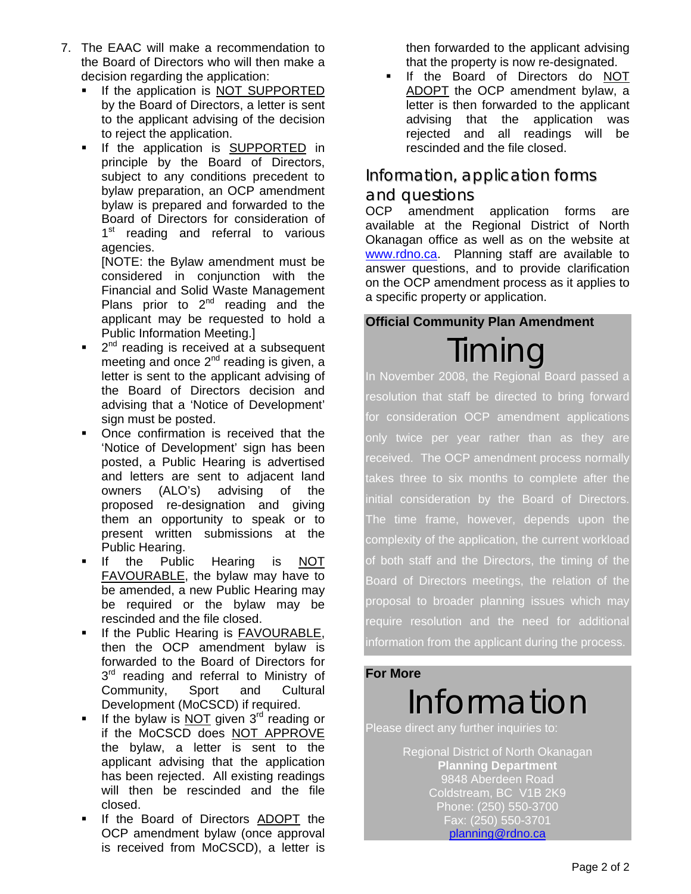7. The EAAC will make a recommendation to the Board of Directors who will then make a decision regarding the application:
   - If the application is <u>NOT SUPPORTED</u> by the Board of Directors, a letter is sent to the applicant advising of the decision to reject the application.
   - If the application is <u>SUPPORTED</u> in principle by the Board of Directors, subject to any conditions precedent to bylaw preparation, an OCP amendment bylaw is prepared and forwarded to the Board of Directors for consideration of 1st reading and referral to various agencies.

     [NOTE: the Bylaw amendment must be considered in conjunction with the Financial and Solid Waste Management Plans prior to 2nd reading and the applicant may be requested to hold a Public Information Meeting.]
   - 2nd reading is received at a subsequent meeting and once 2nd reading is given, a letter is sent to the applicant advising of the Board of Directors decision and advising that a 'Notice of Development' sign must be posted.
   - Once confirmation is received that the 'Notice of Development' sign has been posted, a Public Hearing is advertised and letters are sent to adjacent land owners (ALO's) advising of the proposed re-designation and giving them an opportunity to speak or to present written submissions at the Public Hearing.
   - If the Public Hearing is <u>NOT FAVOURABLE</u>, the bylaw may have to be amended, a new Public Hearing may be required or the bylaw may be rescinded and the file closed.
   - If the Public Hearing is <u>FAVOURABLE</u>, then the OCP amendment bylaw is forwarded to the Board of Directors for 3rd reading and referral to Ministry of Community, Sport and Cultural Development (MoCSCD) if required.
   - If the bylaw is <u>NOT</u> given 3rd reading or if the MoCSCD does <u>NOT APPROVE</u> the bylaw, a letter is sent to the applicant advising that the application has been rejected. All existing readings will then be rescinded and the file closed.
   - If the Board of Directors <u>ADOPT</u> the OCP amendment bylaw (once approval is received from MoCSCD), a letter is then forwarded to the applicant advising that the property is now re-designated.
   - If the Board of Directors do <u>NOT ADOPT</u> the OCP amendment bylaw, a letter is then forwarded to the applicant advising that the application was rejected and all readings will be rescinded and the file closed.

## Information, application forms and questions

OCP amendment application forms are available at the Regional District of North Okanagan office as well as on the website at www.rdno.ca. Planning staff are available to answer questions, and to provide clarification on the OCP amendment process as it applies to a specific property or application.

**Official Community Plan Amendment**

## Timing

In November 2008, the Regional Board passed a resolution that staff be directed to bring forward for consideration OCP amendment applications only twice per year rather than as they are received. The OCP amendment process normally takes three to six months to complete after the initial consideration by the Board of Directors. The time frame, however, depends upon the complexity of the application, the current workload of both staff and the Directors, the timing of the Board of Directors meetings, the relation of the proposal to broader planning issues which may require resolution and the need for additional information from the applicant during the process.

**For More**

## Information

Please direct any further inquiries to:

Regional District of North Okanagan
**Planning Department**
9848 Aberdeen Road
Coldstream, BC V1B 2K9
Phone: (250) 550-3700
Fax: (250) 550-3701
planning@rdno.ca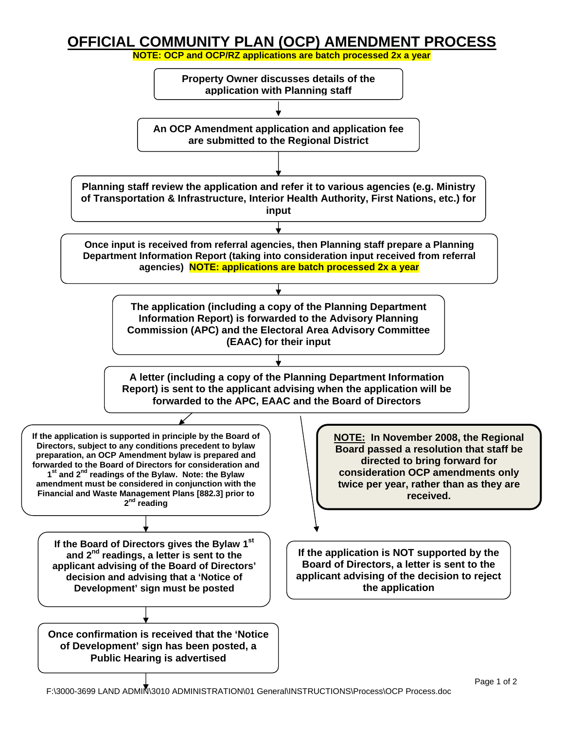# OFFICIAL COMMUNITY PLAN (OCP) AMENDMENT PROCESS

**NOTE: OCP and OCP/RZ applications are batch processed 2x a year**

**Property Owner discusses details of the application with Planning staff**

↓

**An OCP Amendment application and application fee are submitted to the Regional District**

↓

**Planning staff review the application and refer it to various agencies (e.g. Ministry of Transportation & Infrastructure, Interior Health Authority, First Nations, etc.) for input**

↓

**Once input is received from referral agencies, then Planning staff prepare a Planning Department Information Report (taking into consideration input received from referral agencies) NOTE: applications are batch processed 2x a year**

↓

**The application (including a copy of the Planning Department Information Report) is forwarded to the Advisory Planning Commission (APC) and the Electoral Area Advisory Committee (EAAC) for their input**

↓

**A letter (including a copy of the Planning Department Information Report) is sent to the applicant advising when the application will be forwarded to the APC, EAAC and the Board of Directors**

↓

**If the application is supported in principle by the Board of Directors, subject to any conditions precedent to bylaw preparation, an OCP Amendment bylaw is prepared and forwarded to the Board of Directors for consideration and 1st and 2nd readings of the Bylaw. Note: the Bylaw amendment must be considered in conjunction with the Financial and Waste Management Plans [882.3] prior to 2nd reading**

↓

**If the Board of Directors gives the Bylaw 1st and 2nd readings, a letter is sent to the applicant advising of the Board of Directors' decision and advising that a 'Notice of Development' sign must be posted**

↓

**Once confirmation is received that the 'Notice of Development' sign has been posted, a Public Hearing is advertised**

↓

**If the application is NOT supported by the Board of Directors, a letter is sent to the applicant advising of the decision to reject the application**

**NOTE: In November 2008, the Regional Board passed a resolution that staff be directed to bring forward for consideration OCP amendments only twice per year, rather than as they are received.**

F:\3000-3699 LAND ADMIN\3010 ADMINISTRATION\01 General\INSTRUCTIONS\Process\OCP Process.doc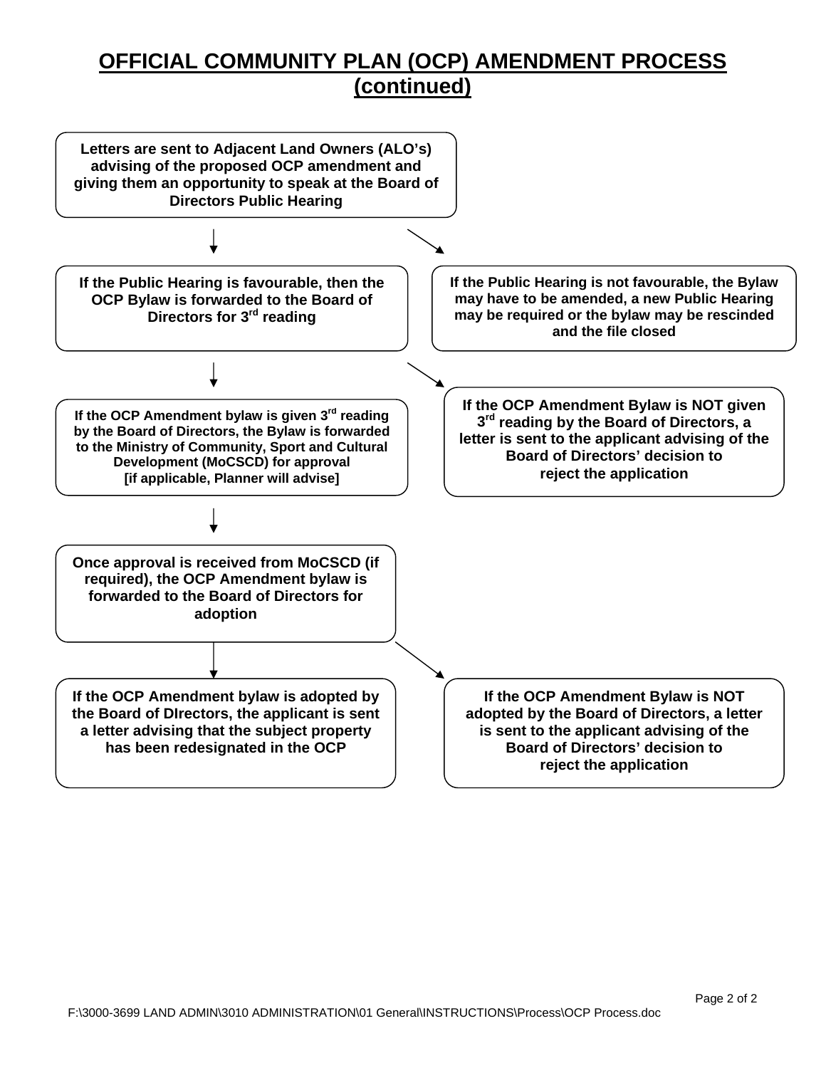# OFFICIAL COMMUNITY PLAN (OCP) AMENDMENT PROCESS (continued)

**Letters are sent to Adjacent Land Owners (ALO's) advising of the proposed OCP amendment and giving them an opportunity to speak at the Board of Directors Public Hearing**

↓

**If the Public Hearing is favourable, then the OCP Bylaw is forwarded to the Board of Directors for 3rd reading**

↘

**If the Public Hearing is not favourable, the Bylaw may have to be amended, a new Public Hearing may be required or the bylaw may be rescinded and the file closed**

↓

**If the OCP Amendment bylaw is given 3rd reading by the Board of Directors, the Bylaw is forwarded to the Ministry of Community, Sport and Cultural Development (MoCSCD) for approval [if applicable, Planner will advise]**

↘

**If the OCP Amendment Bylaw is NOT given 3rd reading by the Board of Directors, a letter is sent to the applicant advising of the Board of Directors' decision to reject the application**

↓

**Once approval is received from MoCSCD (if required), the OCP Amendment bylaw is forwarded to the Board of Directors for adoption**

↓

**If the OCP Amendment bylaw is adopted by the Board of DIrectors, the applicant is sent a letter advising that the subject property has been redesignated in the OCP**

↘

**If the OCP Amendment Bylaw is NOT adopted by the Board of Directors, a letter is sent to the applicant advising of the Board of Directors' decision to reject the application**

F:\3000-3699 LAND ADMIN\3010 ADMINISTRATION\01 General\INSTRUCTIONS\Process\OCP Process.doc